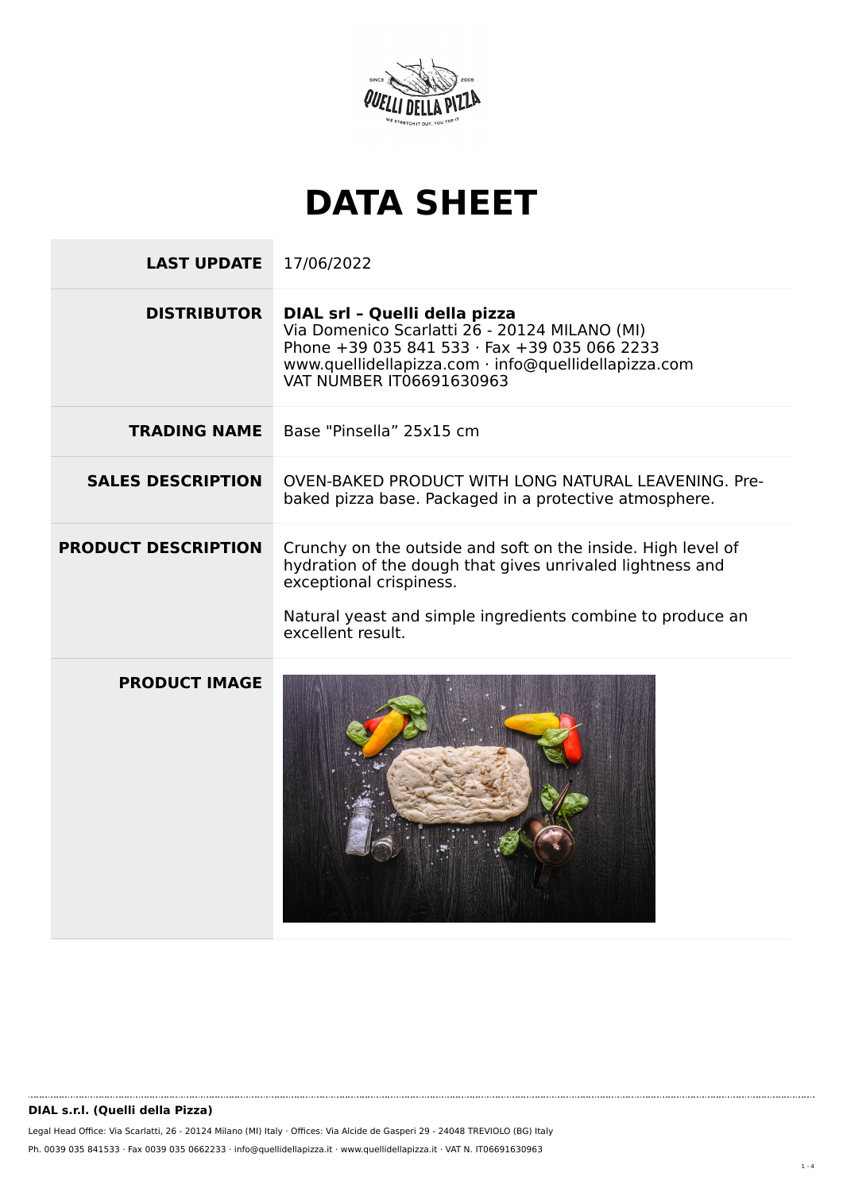# DATA SHEET

| | |
|---|---|
| **LAST UPDATE** | 17/06/2022 |
| **DISTRIBUTOR** | **DIAL srl – Quelli della pizza**<br>Via Domenico Scarlatti 26 - 20124 MILANO (MI)<br>Phone +39 035 841 533 · Fax +39 035 066 2233<br>www.quellidellapizza.com · info@quellidellapizza.com<br>VAT NUMBER IT06691630963 |
| **TRADING NAME** | Base "Pinsella” 25x15 cm |
| **SALES DESCRIPTION** | OVEN-BAKED PRODUCT WITH LONG NATURAL LEAVENING. Pre-baked pizza base. Packaged in a protective atmosphere. |
| **PRODUCT DESCRIPTION** | Crunchy on the outside and soft on the inside. High level of hydration of the dough that gives unrivaled lightness and exceptional crispiness.<br><br>Natural yeast and simple ingredients combine to produce an excellent result. |
| **PRODUCT IMAGE** | |

**DIAL s.r.l. (Quelli della Pizza)**

Legal Head Office: Via Scarlatti, 26 - 20124 Milano (MI) Italy · Offices: Via Alcide de Gasperi 29 - 24048 TREVIOLO (BG) Italy

Ph. 0039 035 841533 · Fax 0039 035 0662233 · info@quellidellapizza.it · www.quellidellapizza.it · VAT N. IT06691630963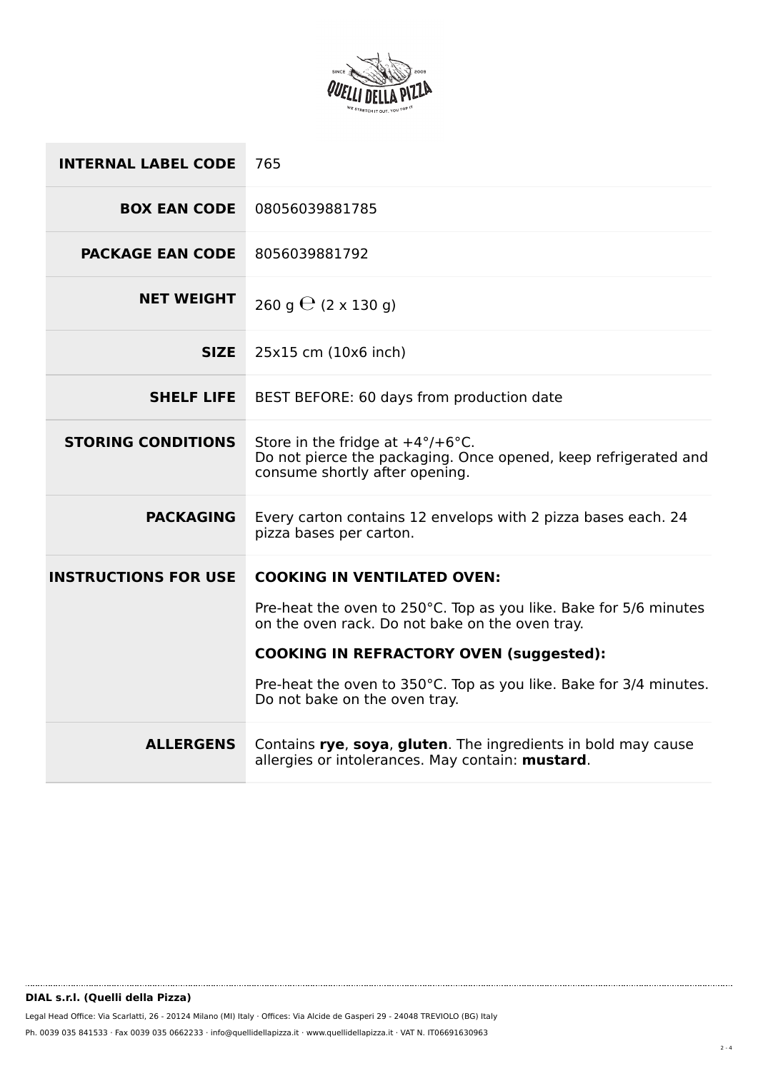| | |
|---|---|
| **INTERNAL LABEL CODE** | 765 |
| **BOX EAN CODE** | 08056039881785 |
| **PACKAGE EAN CODE** | 8056039881792 |
| **NET WEIGHT** | 260 g ℮ (2 x 130 g) |
| **SIZE** | 25x15 cm (10x6 inch) |
| **SHELF LIFE** | BEST BEFORE: 60 days from production date |
| **STORING CONDITIONS** | Store in the fridge at +4°/+6°C.<br>Do not pierce the packaging. Once opened, keep refrigerated and consume shortly after opening. |
| **PACKAGING** | Every carton contains 12 envelops with 2 pizza bases each. 24 pizza bases per carton. |
| **INSTRUCTIONS FOR USE** | **COOKING IN VENTILATED OVEN:**<br>Pre-heat the oven to 250°C. Top as you like. Bake for 5/6 minutes on the oven rack. Do not bake on the oven tray.<br>**COOKING IN REFRACTORY OVEN (suggested):**<br>Pre-heat the oven to 350°C. Top as you like. Bake for 3/4 minutes. Do not bake on the oven tray. |
| **ALLERGENS** | Contains **rye**, **soya**, **gluten**. The ingredients in bold may cause allergies or intolerances. May contain: **mustard**. |

**DIAL s.r.l. (Quelli della Pizza)**

Legal Head Office: Via Scarlatti, 26 - 20124 Milano (MI) Italy · Offices: Via Alcide de Gasperi 29 - 24048 TREVIOLO (BG) Italy

Ph. 0039 035 841533 · Fax 0039 035 0662233 · info@quellidellapizza.it · www.quellidellapizza.it · VAT N. IT06691630963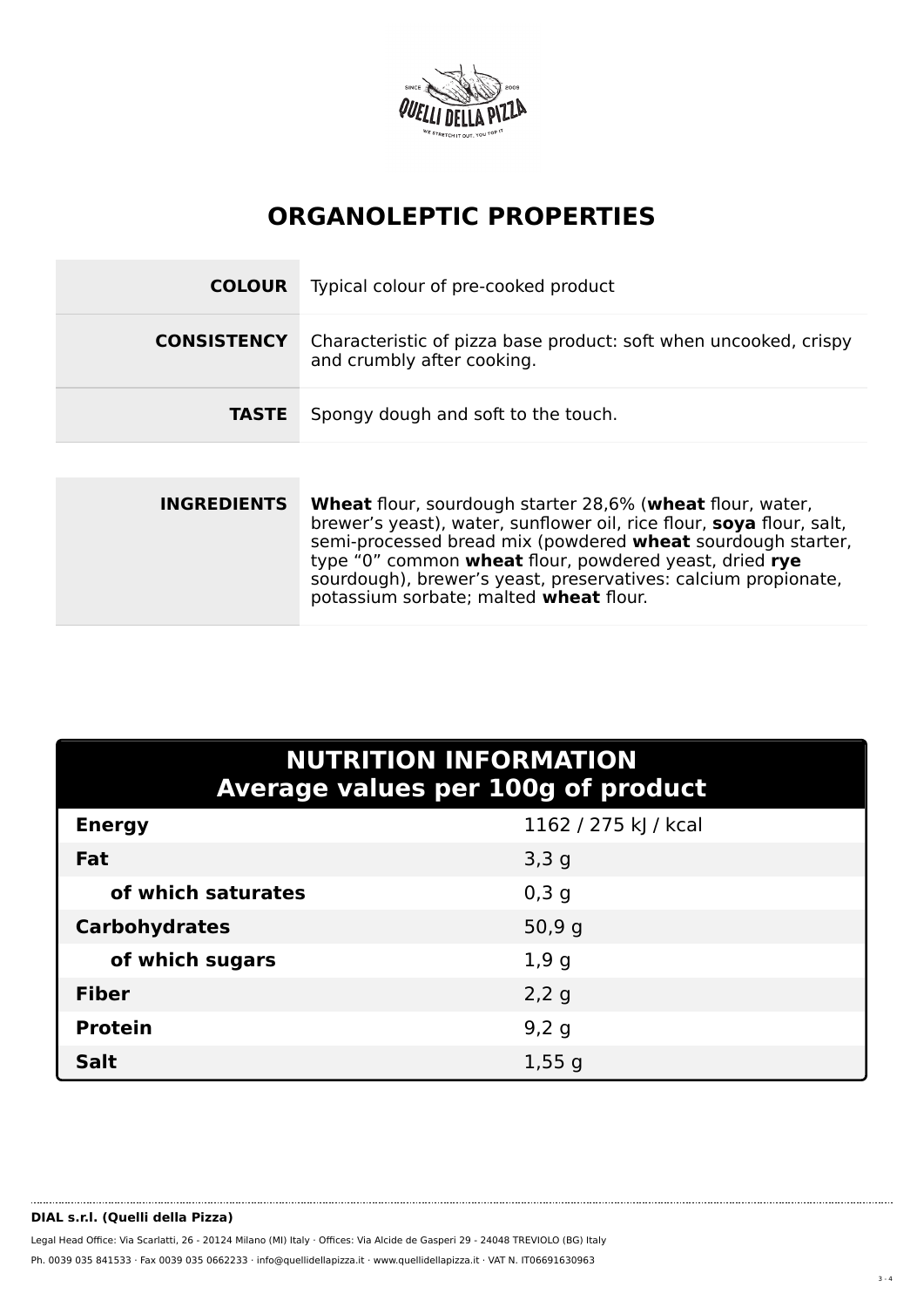# ORGANOLEPTIC PROPERTIES

| | |
|---|---|
| **COLOUR** | Typical colour of pre-cooked product |
| **CONSISTENCY** | Characteristic of pizza base product: soft when uncooked, crispy and crumbly after cooking. |
| **TASTE** | Spongy dough and soft to the touch. |

| | |
|---|---|
| **INGREDIENTS** | **Wheat** flour, sourdough starter 28,6% (**wheat** flour, water, brewer's yeast), water, sunflower oil, rice flour, **soya** flour, salt, semi-processed bread mix (powdered **wheat** sourdough starter, type "0" common **wheat** flour, powdered yeast, dried **rye** sourdough), brewer's yeast, preservatives: calcium propionate, potassium sorbate; malted **wheat** flour. |

| **NUTRITION INFORMATION Average values per 100g of product** | |
|---|---|
| **Energy** | 1162 / 275 kJ / kcal |
| **Fat** | 3,3 g |
| **of which saturates** | 0,3 g |
| **Carbohydrates** | 50,9 g |
| **of which sugars** | 1,9 g |
| **Fiber** | 2,2 g |
| **Protein** | 9,2 g |
| **Salt** | 1,55 g |

**DIAL s.r.l. (Quelli della Pizza)**

Legal Head Office: Via Scarlatti, 26 - 20124 Milano (MI) Italy · Offices: Via Alcide de Gasperi 29 - 24048 TREVIOLO (BG) Italy

Ph. 0039 035 841533 · Fax 0039 035 0662233 · info@quellidellapizza.it · www.quellidellapizza.it · VAT N. IT06691630963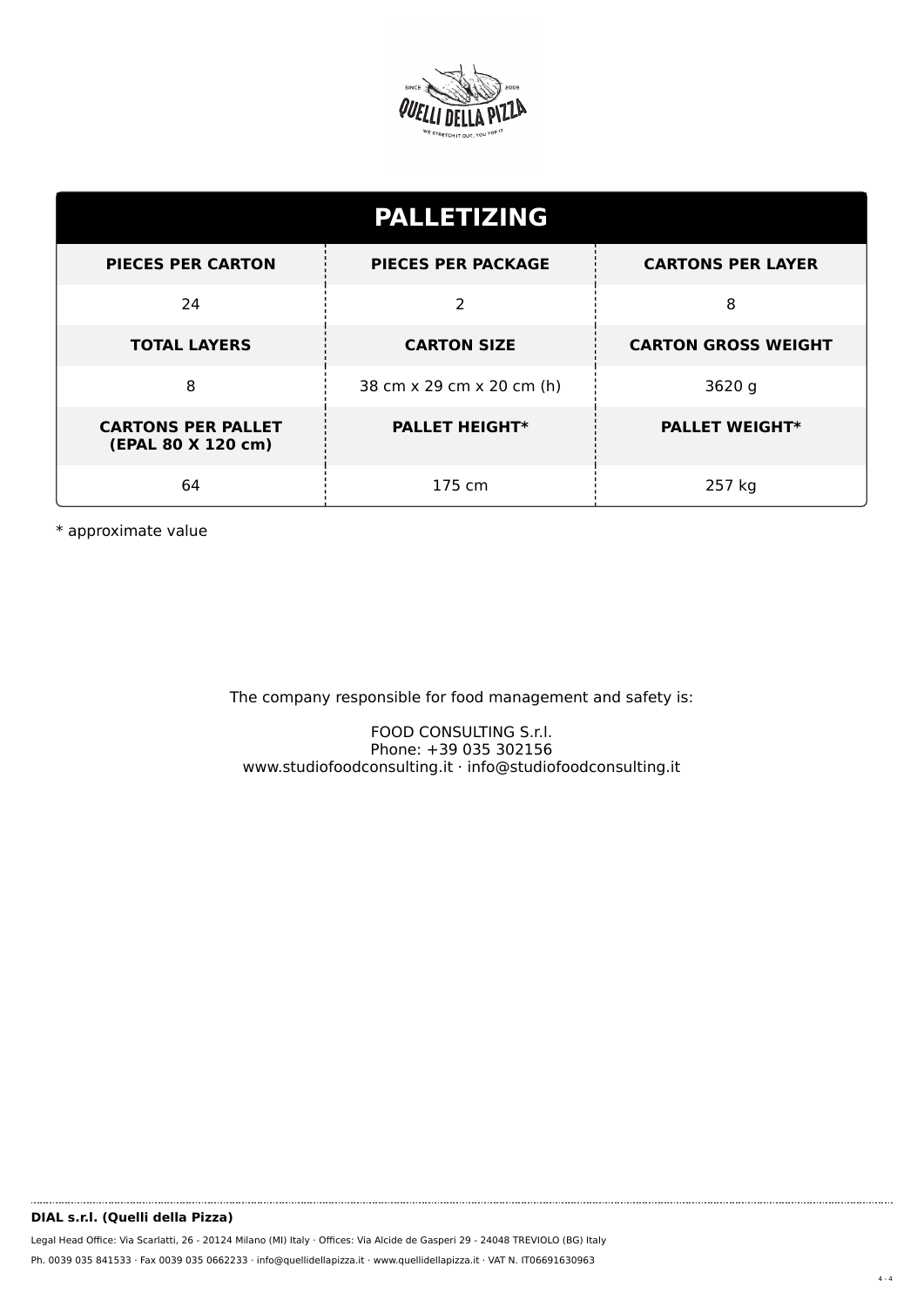## PALLETIZING

| PIECES PER CARTON | PIECES PER PACKAGE | CARTONS PER LAYER |
|---|---|---|
| 24 | 2 | 8 |
| **TOTAL LAYERS** | **CARTON SIZE** | **CARTON GROSS WEIGHT** |
| 8 | 38 cm x 29 cm x 20 cm (h) | 3620 g |
| **CARTONS PER PALLET (EPAL 80 X 120 cm)** | **PALLET HEIGHT*** | **PALLET WEIGHT*** |
| 64 | 175 cm | 257 kg |

* approximate value

The company responsible for food management and safety is:

FOOD CONSULTING S.r.l.
Phone: +39 035 302156
www.studiofoodconsulting.it · info@studiofoodconsulting.it

**DIAL s.r.l. (Quelli della Pizza)**

Legal Head Office: Via Scarlatti, 26 - 20124 Milano (MI) Italy · Offices: Via Alcide de Gasperi 29 - 24048 TREVIOLO (BG) Italy

Ph. 0039 035 841533 · Fax 0039 035 0662233 · info@quellidellapizza.it · www.quellidellapizza.it · VAT N. IT06691630963